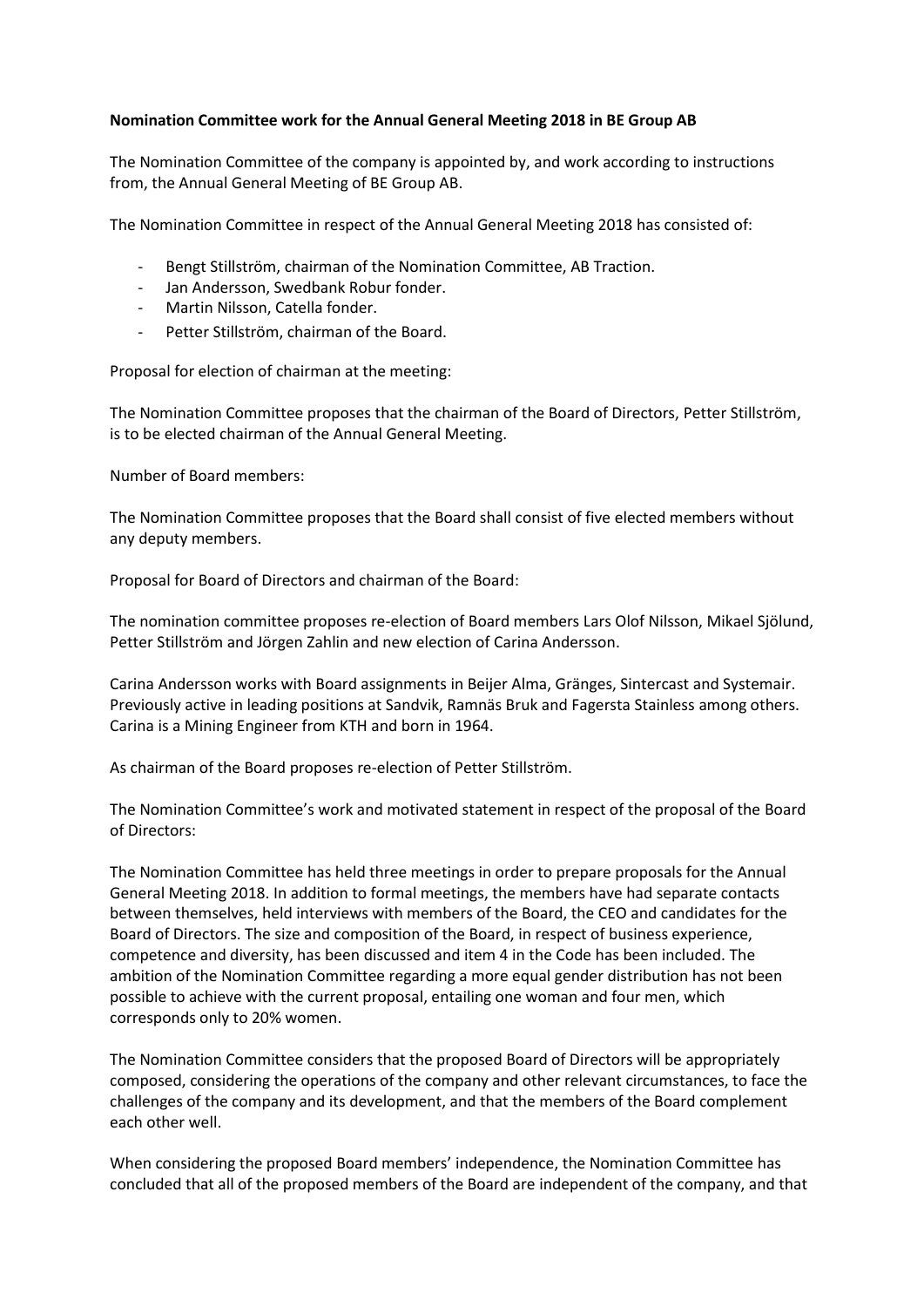**Nomination Committee work for the Annual General Meeting 2018 in BE Group AB**

The Nomination Committee of the company is appointed by, and work according to instructions from, the Annual General Meeting of BE Group AB.

The Nomination Committee in respect of the Annual General Meeting 2018 has consisted of:

- Bengt Stillström, chairman of the Nomination Committee, AB Traction.
- Jan Andersson, Swedbank Robur fonder.
- Martin Nilsson, Catella fonder.
- Petter Stillström, chairman of the Board.

Proposal for election of chairman at the meeting:

The Nomination Committee proposes that the chairman of the Board of Directors, Petter Stillström, is to be elected chairman of the Annual General Meeting.

Number of Board members:

The Nomination Committee proposes that the Board shall consist of five elected members without any deputy members.

Proposal for Board of Directors and chairman of the Board:

The nomination committee proposes re-election of Board members Lars Olof Nilsson, Mikael Sjölund, Petter Stillström and Jörgen Zahlin and new election of Carina Andersson.

Carina Andersson works with Board assignments in Beijer Alma, Gränges, Sintercast and Systemair. Previously active in leading positions at Sandvik, Ramnäs Bruk and Fagersta Stainless among others. Carina is a Mining Engineer from KTH and born in 1964.

As chairman of the Board proposes re-election of Petter Stillström.

The Nomination Committee's work and motivated statement in respect of the proposal of the Board of Directors:

The Nomination Committee has held three meetings in order to prepare proposals for the Annual General Meeting 2018. In addition to formal meetings, the members have had separate contacts between themselves, held interviews with members of the Board, the CEO and candidates for the Board of Directors. The size and composition of the Board, in respect of business experience, competence and diversity, has been discussed and item 4 in the Code has been included. The ambition of the Nomination Committee regarding a more equal gender distribution has not been possible to achieve with the current proposal, entailing one woman and four men, which corresponds only to 20% women.

The Nomination Committee considers that the proposed Board of Directors will be appropriately composed, considering the operations of the company and other relevant circumstances, to face the challenges of the company and its development, and that the members of the Board complement each other well.

When considering the proposed Board members' independence, the Nomination Committee has concluded that all of the proposed members of the Board are independent of the company, and that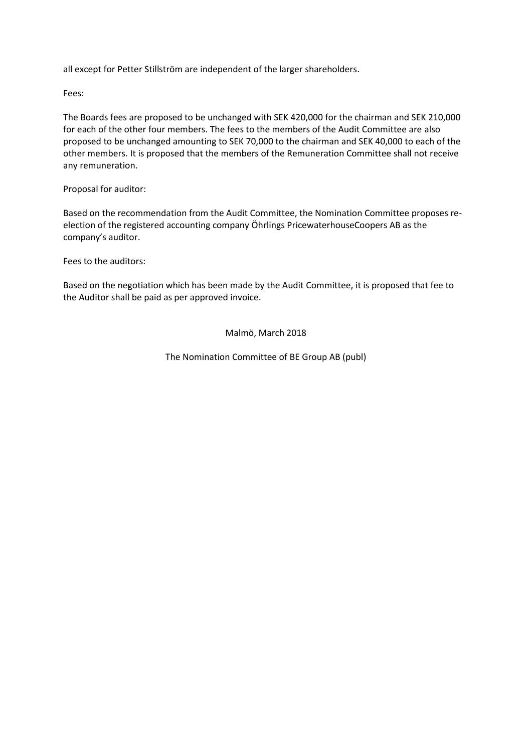all except for Petter Stillström are independent of the larger shareholders.

Fees:

The Boards fees are proposed to be unchanged with SEK 420,000 for the chairman and SEK 210,000 for each of the other four members. The fees to the members of the Audit Committee are also proposed to be unchanged amounting to SEK 70,000 to the chairman and SEK 40,000 to each of the other members. It is proposed that the members of the Remuneration Committee shall not receive any remuneration.

Proposal for auditor:

Based on the recommendation from the Audit Committee, the Nomination Committee proposes re-election of the registered accounting company Öhrlings PricewaterhouseCoopers AB as the company's auditor.

Fees to the auditors:

Based on the negotiation which has been made by the Audit Committee, it is proposed that fee to the Auditor shall be paid as per approved invoice.

Malmö, March 2018

The Nomination Committee of BE Group AB (publ)